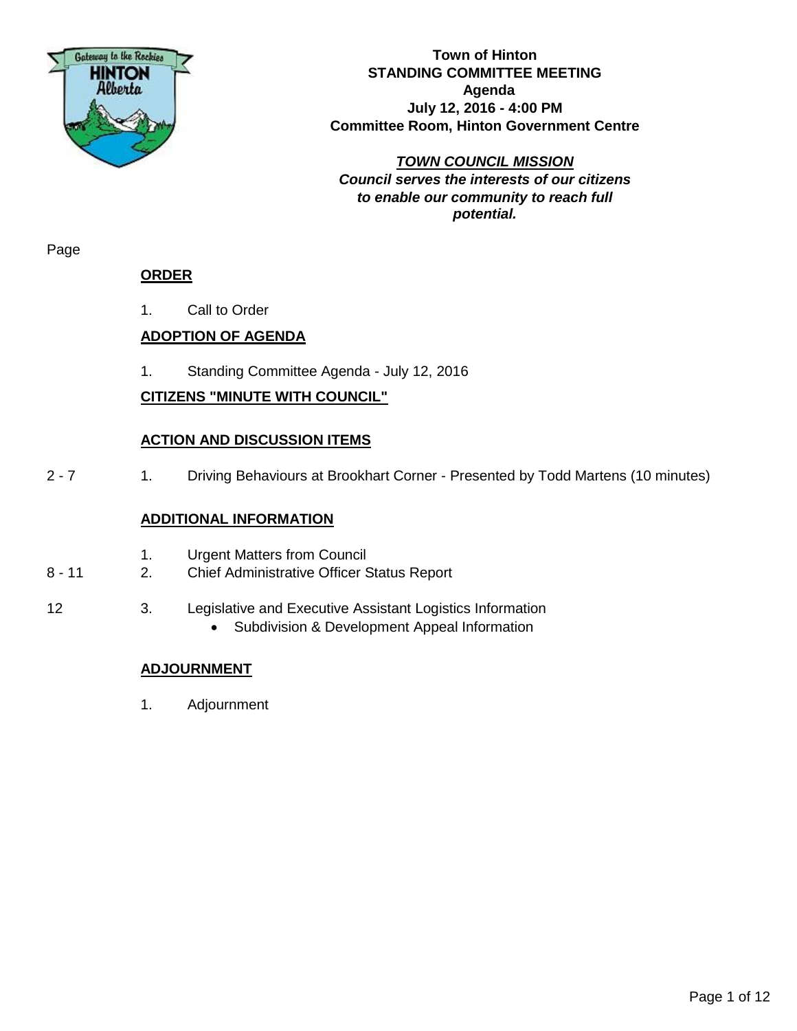# Town of Hinton
## STANDING COMMITTEE MEETING
## Agenda
**July 12, 2016 - 4:00 PM**
**Committee Room, Hinton Government Centre**

***TOWN COUNCIL MISSION***
***Council serves the interests of our citizens to enable our community to reach full potential.***

| Page | | |
|---|---|---|
| | **ORDER** | |
| | 1. | Call to Order |
| | **ADOPTION OF AGENDA** | |
| | 1. | Standing Committee Agenda - July 12, 2016 |
| | **CITIZENS "MINUTE WITH COUNCIL"** | |
| | **ACTION AND DISCUSSION ITEMS** | |
| 2 - 7 | 1. | Driving Behaviours at Brookhart Corner - Presented by Todd Martens (10 minutes) |
| | **ADDITIONAL INFORMATION** | |
| | 1. | Urgent Matters from Council |
| 8 - 11 | 2. | Chief Administrative Officer Status Report |
| 12 | 3. | Legislative and Executive Assistant Logistics Information<br>• Subdivision & Development Appeal Information |
| | **ADJOURNMENT** | |
| | 1. | Adjournment |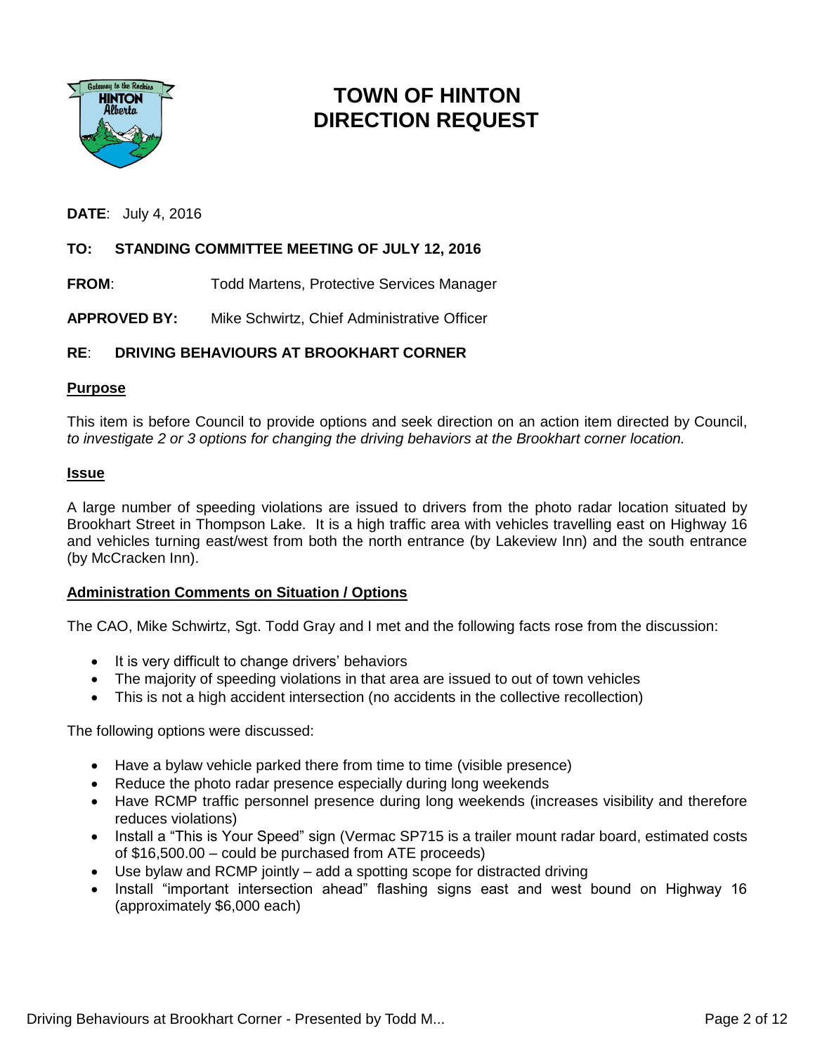# TOWN OF HINTON DIRECTION REQUEST

**DATE**: July 4, 2016

**TO: STANDING COMMITTEE MEETING OF JULY 12, 2016**

**FROM**: Todd Martens, Protective Services Manager

**APPROVED BY:** Mike Schwirtz, Chief Administrative Officer

**RE**: **DRIVING BEHAVIOURS AT BROOKHART CORNER**

## Purpose

This item is before Council to provide options and seek direction on an action item directed by Council, *to investigate 2 or 3 options for changing the driving behaviors at the Brookhart corner location.*

## Issue

A large number of speeding violations are issued to drivers from the photo radar location situated by Brookhart Street in Thompson Lake. It is a high traffic area with vehicles travelling east on Highway 16 and vehicles turning east/west from both the north entrance (by Lakeview Inn) and the south entrance (by McCracken Inn).

## Administration Comments on Situation / Options

The CAO, Mike Schwirtz, Sgt. Todd Gray and I met and the following facts rose from the discussion:

- It is very difficult to change drivers' behaviors
- The majority of speeding violations in that area are issued to out of town vehicles
- This is not a high accident intersection (no accidents in the collective recollection)

The following options were discussed:

- Have a bylaw vehicle parked there from time to time (visible presence)
- Reduce the photo radar presence especially during long weekends
- Have RCMP traffic personnel presence during long weekends (increases visibility and therefore reduces violations)
- Install a "This is Your Speed" sign (Vermac SP715 is a trailer mount radar board, estimated costs of $16,500.00 – could be purchased from ATE proceeds)
- Use bylaw and RCMP jointly – add a spotting scope for distracted driving
- Install "important intersection ahead" flashing signs east and west bound on Highway 16 (approximately $6,000 each)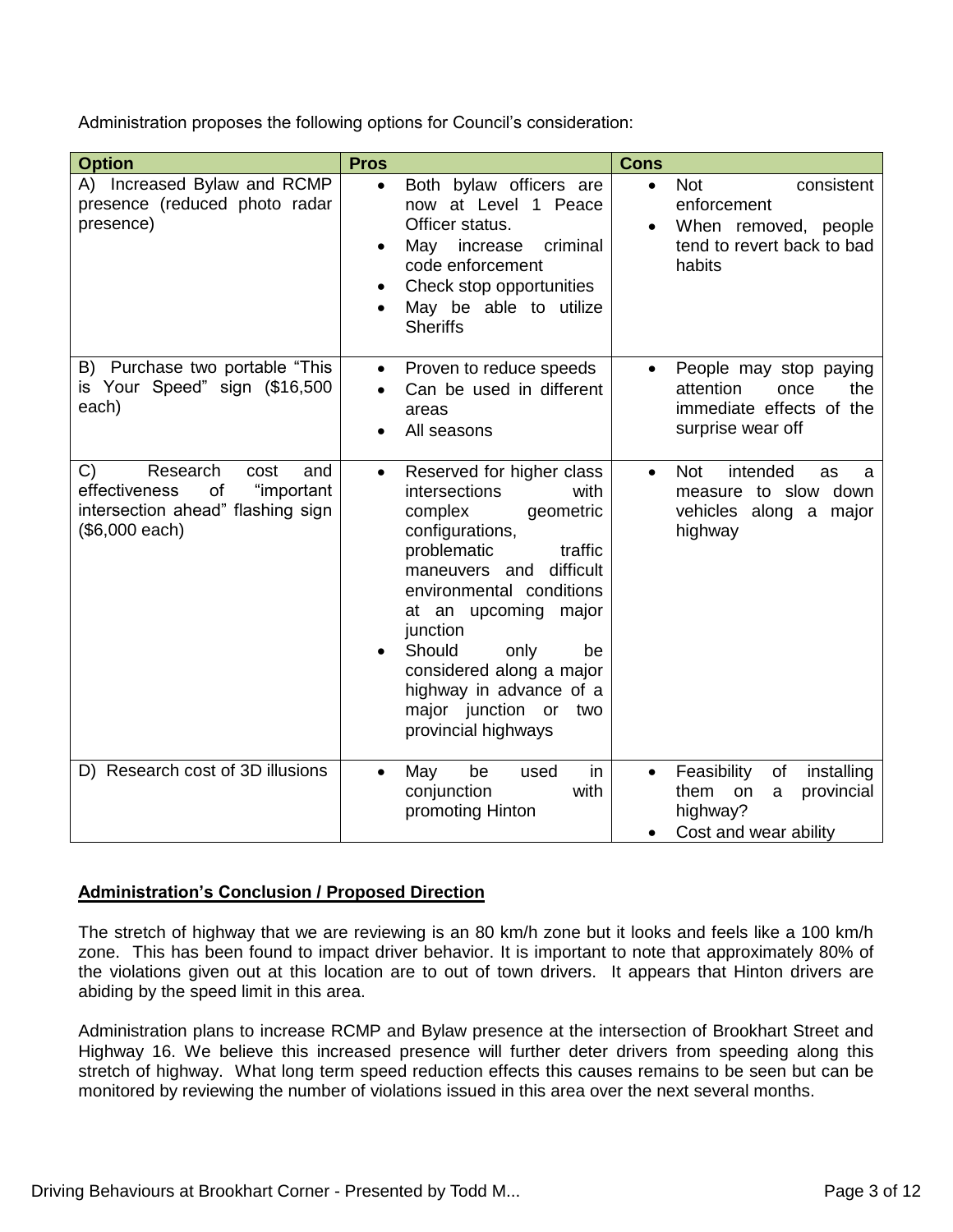Administration proposes the following options for Council's consideration:

| Option | Pros | Cons |
|---|---|---|
| A) Increased Bylaw and RCMP presence (reduced photo radar presence) | • Both bylaw officers are now at Level 1 Peace Officer status.<br>• May increase criminal code enforcement<br>• Check stop opportunities<br>• May be able to utilize Sheriffs | • Not consistent enforcement<br>• When removed, people tend to revert back to bad habits |
| B) Purchase two portable "This is Your Speed" sign ($16,500 each) | • Proven to reduce speeds<br>• Can be used in different areas<br>• All seasons | • People may stop paying attention once the immediate effects of the surprise wear off |
| C) Research cost and effectiveness of "important intersection ahead" flashing sign ($6,000 each) | • Reserved for higher class intersections with complex geometric configurations, problematic traffic maneuvers and difficult environmental conditions at an upcoming major junction<br>• Should only be considered along a major highway in advance of a major junction or two provincial highways | • Not intended as a measure to slow down vehicles along a major highway |
| D) Research cost of 3D illusions | • May be used in conjunction with promoting Hinton | • Feasibility of installing them on a provincial highway?<br>• Cost and wear ability |

**<u>Administration's Conclusion / Proposed Direction</u>**

The stretch of highway that we are reviewing is an 80 km/h zone but it looks and feels like a 100 km/h zone. This has been found to impact driver behavior. It is important to note that approximately 80% of the violations given out at this location are to out of town drivers. It appears that Hinton drivers are abiding by the speed limit in this area.

Administration plans to increase RCMP and Bylaw presence at the intersection of Brookhart Street and Highway 16. We believe this increased presence will further deter drivers from speeding along this stretch of highway. What long term speed reduction effects this causes remains to be seen but can be monitored by reviewing the number of violations issued in this area over the next several months.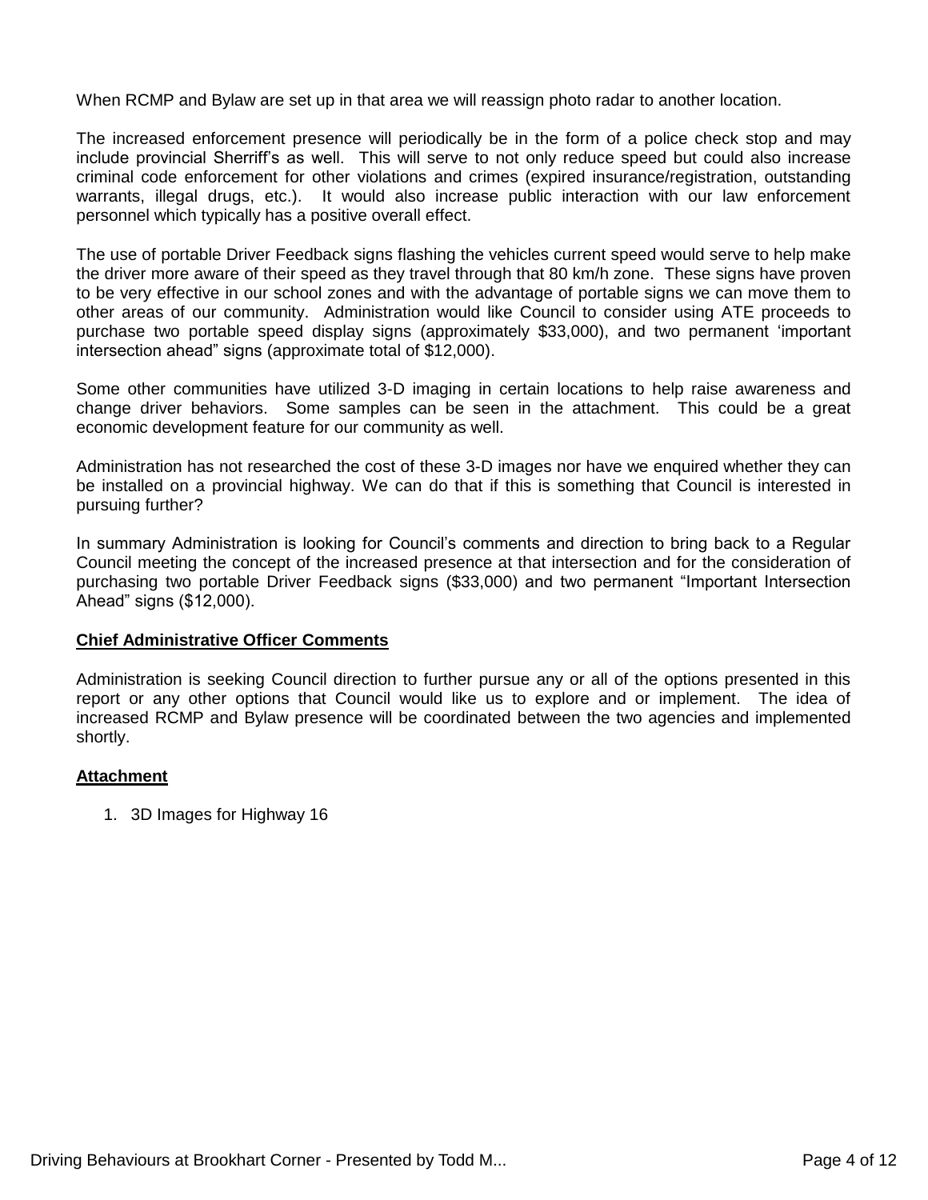When RCMP and Bylaw are set up in that area we will reassign photo radar to another location.

The increased enforcement presence will periodically be in the form of a police check stop and may include provincial Sherriff's as well. This will serve to not only reduce speed but could also increase criminal code enforcement for other violations and crimes (expired insurance/registration, outstanding warrants, illegal drugs, etc.). It would also increase public interaction with our law enforcement personnel which typically has a positive overall effect.

The use of portable Driver Feedback signs flashing the vehicles current speed would serve to help make the driver more aware of their speed as they travel through that 80 km/h zone. These signs have proven to be very effective in our school zones and with the advantage of portable signs we can move them to other areas of our community. Administration would like Council to consider using ATE proceeds to purchase two portable speed display signs (approximately $33,000), and two permanent 'important intersection ahead" signs (approximate total of $12,000).

Some other communities have utilized 3-D imaging in certain locations to help raise awareness and change driver behaviors. Some samples can be seen in the attachment. This could be a great economic development feature for our community as well.

Administration has not researched the cost of these 3-D images nor have we enquired whether they can be installed on a provincial highway. We can do that if this is something that Council is interested in pursuing further?

In summary Administration is looking for Council's comments and direction to bring back to a Regular Council meeting the concept of the increased presence at that intersection and for the consideration of purchasing two portable Driver Feedback signs ($33,000) and two permanent "Important Intersection Ahead" signs ($12,000).

**Chief Administrative Officer Comments**

Administration is seeking Council direction to further pursue any or all of the options presented in this report or any other options that Council would like us to explore and or implement. The idea of increased RCMP and Bylaw presence will be coordinated between the two agencies and implemented shortly.

**Attachment**

1. 3D Images for Highway 16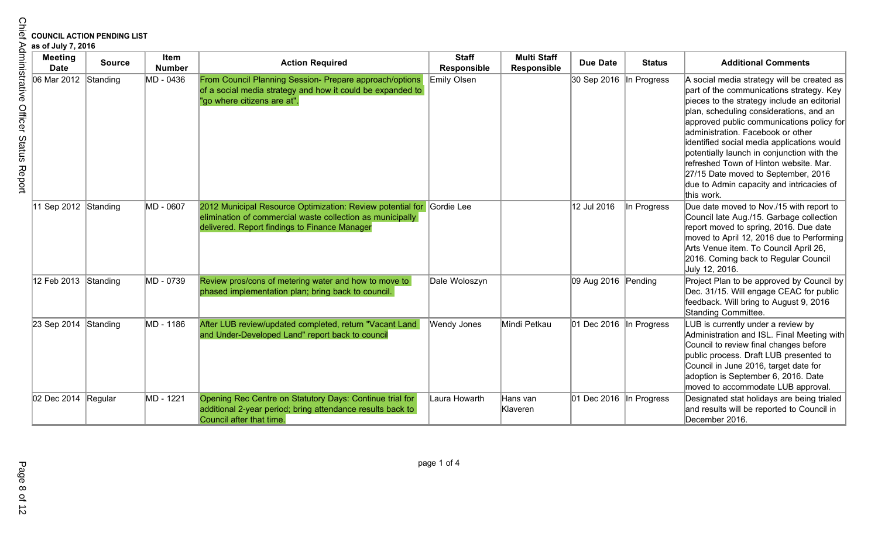**COUNCIL ACTION PENDING LIST**
**as of July 7, 2016**

| Meeting Date | Source | Item Number | Action Required | Staff Responsible | Multi Staff Responsible | Due Date | Status | Additional Comments |
|---|---|---|---|---|---|---|---|---|
| 06 Mar 2012 | Standing | MD - 0436 | From Council Planning Session- Prepare approach/options of a social media strategy and how it could be expanded to "go where citizens are at". | Emily Olsen | | 30 Sep 2016 | In Progress | A social media strategy will be created as part of the communications strategy. Key pieces to the strategy include an editorial plan, scheduling considerations, and an approved public communications policy for administration. Facebook or other identified social media applications would potentially launch in conjunction with the refreshed Town of Hinton website. Mar. 27/15 Date moved to September, 2016 due to Admin capacity and intricacies of this work. |
| 11 Sep 2012 | Standing | MD - 0607 | 2012 Municipal Resource Optimization: Review potential for elimination of commercial waste collection as municipally delivered. Report findings to Finance Manager | Gordie Lee | | 12 Jul 2016 | In Progress | Due date moved to Nov./15 with report to Council late Aug./15. Garbage collection report moved to spring, 2016. Due date moved to April 12, 2016 due to Performing Arts Venue item. To Council April 26, 2016. Coming back to Regular Council July 12, 2016. |
| 12 Feb 2013 | Standing | MD - 0739 | Review pros/cons of metering water and how to move to phased implementation plan; bring back to council. | Dale Woloszyn | | 09 Aug 2016 | Pending | Project Plan to be approved by Council by Dec. 31/15. Will engage CEAC for public feedback. Will bring to August 9, 2016 Standing Committee. |
| 23 Sep 2014 | Standing | MD - 1186 | After LUB review/updated completed, return "Vacant Land and Under-Developed Land" report back to council | Wendy Jones | Mindi Petkau | 01 Dec 2016 | In Progress | LUB is currently under a review by Administration and ISL. Final Meeting with Council to review final changes before public process. Draft LUB presented to Council in June 2016, target date for adoption is September 6, 2016. Date moved to accommodate LUB approval. |
| 02 Dec 2014 | Regular | MD - 1221 | Opening Rec Centre on Statutory Days: Continue trial for additional 2-year period; bring attendance results back to Council after that time. | Laura Howarth | Hans van Klaveren | 01 Dec 2016 | In Progress | Designated stat holidays are being trialed and results will be reported to Council in December 2016. |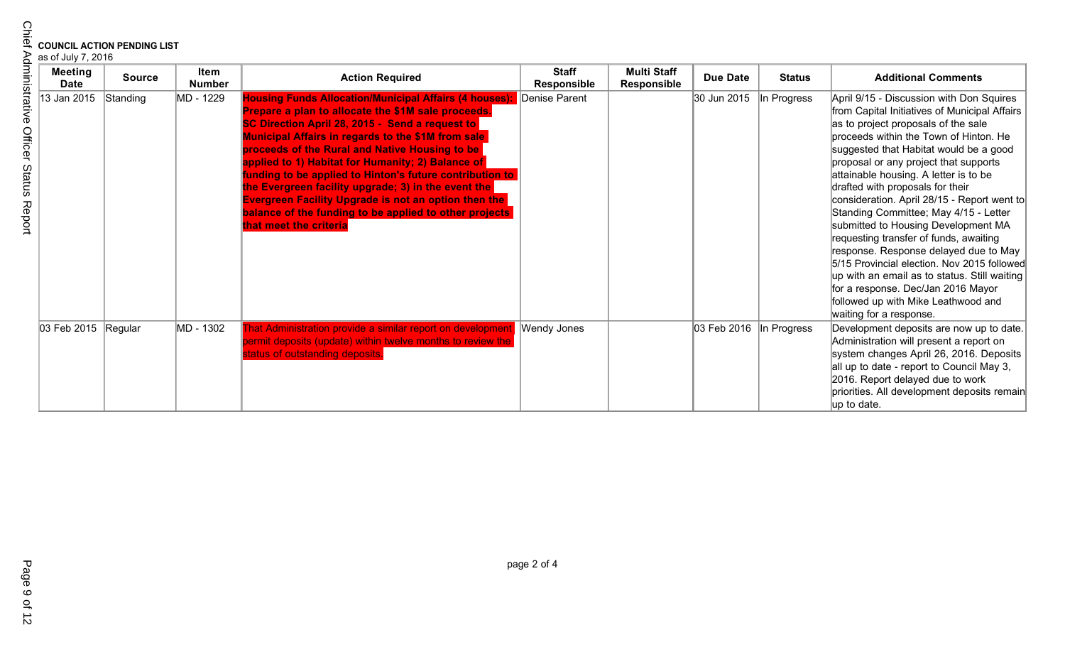**COUNCIL ACTION PENDING LIST**
as of July 7, 2016

| Meeting Date | Source | Item Number | Action Required | Staff Responsible | Multi Staff Responsible | Due Date | Status | Additional Comments |
|---|---|---|---|---|---|---|---|---|
| 13 Jan 2015 | Standing | MD - 1229 | **Housing Funds Allocation/Municipal Affairs (4 houses): Prepare a plan to allocate the $1M sale proceeds. SC Direction April 28, 2015 - Send a request to Municipal Affairs in regards to the $1M from sale proceeds of the Rural and Native Housing to be applied to 1) Habitat for Humanity; 2) Balance of funding to be applied to Hinton's future contribution to the Evergreen facility upgrade; 3) in the event the Evergreen Facility Upgrade is not an option then the balance of the funding to be applied to other projects that meet the criteria** | Denise Parent | | 30 Jun 2015 | In Progress | April 9/15 - Discussion with Don Squires from Capital Initiatives of Municipal Affairs as to project proposals of the sale proceeds within the Town of Hinton. He suggested that Habitat would be a good proposal or any project that supports attainable housing. A letter is to be drafted with proposals for their consideration. April 28/15 - Report went to Standing Committee; May 4/15 - Letter submitted to Housing Development MA requesting transfer of funds, awaiting response. Response delayed due to May 5/15 Provincial election. Nov 2015 followed up with an email as to status. Still waiting for a response. Dec/Jan 2016 Mayor followed up with Mike Leathwood and waiting for a response. |
| 03 Feb 2015 | Regular | MD - 1302 | That Administration provide a similar report on development permit deposits (update) within twelve months to review the status of outstanding deposits. | Wendy Jones | | 03 Feb 2016 | In Progress | Development deposits are now up to date. Administration will present a report on system changes April 26, 2016. Deposits all up to date - report to Council May 3, 2016. Report delayed due to work priorities. All development deposits remain up to date. |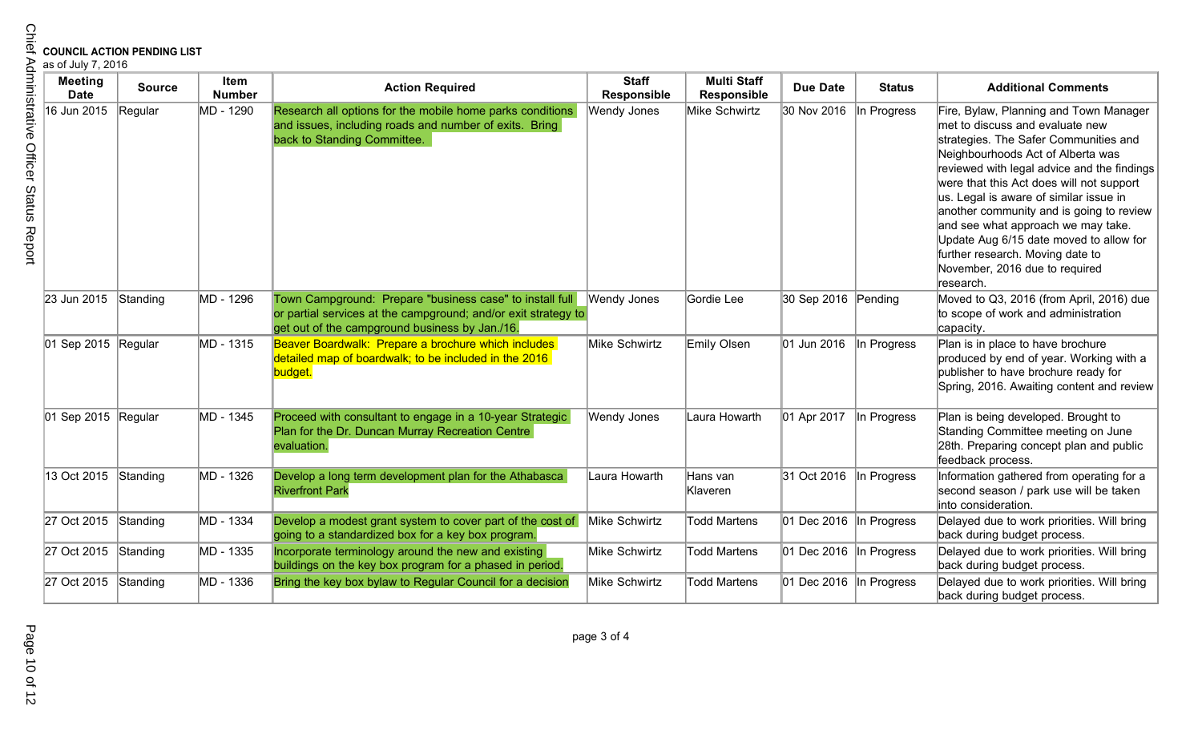**COUNCIL ACTION PENDING LIST**
as of July 7, 2016

| Meeting Date | Source | Item Number | Action Required | Staff Responsible | Multi Staff Responsible | Due Date | Status | Additional Comments |
|---|---|---|---|---|---|---|---|---|
| 16 Jun 2015 | Regular | MD - 1290 | Research all options for the mobile home parks conditions and issues, including roads and number of exits. Bring back to Standing Committee. | Wendy Jones | Mike Schwirtz | 30 Nov 2016 | In Progress | Fire, Bylaw, Planning and Town Manager met to discuss and evaluate new strategies. The Safer Communities and Neighbourhoods Act of Alberta was reviewed with legal advice and the findings were that this Act does will not support us. Legal is aware of similar issue in another community and is going to review and see what approach we may take. Update Aug 6/15 date moved to allow for further research. Moving date to November, 2016 due to required research. |
| 23 Jun 2015 | Standing | MD - 1296 | Town Campground: Prepare "business case" to install full or partial services at the campground; and/or exit strategy to get out of the campground business by Jan./16. | Wendy Jones | Gordie Lee | 30 Sep 2016 | Pending | Moved to Q3, 2016 (from April, 2016) due to scope of work and administration capacity. |
| 01 Sep 2015 | Regular | MD - 1315 | Beaver Boardwalk: Prepare a brochure which includes detailed map of boardwalk; to be included in the 2016 budget. | Mike Schwirtz | Emily Olsen | 01 Jun 2016 | In Progress | Plan is in place to have brochure produced by end of year. Working with a publisher to have brochure ready for Spring, 2016. Awaiting content and review |
| 01 Sep 2015 | Regular | MD - 1345 | Proceed with consultant to engage in a 10-year Strategic Plan for the Dr. Duncan Murray Recreation Centre evaluation. | Wendy Jones | Laura Howarth | 01 Apr 2017 | In Progress | Plan is being developed. Brought to Standing Committee meeting on June 28th. Preparing concept plan and public feedback process. |
| 13 Oct 2015 | Standing | MD - 1326 | Develop a long term development plan for the Athabasca Riverfront Park | Laura Howarth | Hans van Klaveren | 31 Oct 2016 | In Progress | Information gathered from operating for a second season / park use will be taken into consideration. |
| 27 Oct 2015 | Standing | MD - 1334 | Develop a modest grant system to cover part of the cost of going to a standardized box for a key box program. | Mike Schwirtz | Todd Martens | 01 Dec 2016 | In Progress | Delayed due to work priorities. Will bring back during budget process. |
| 27 Oct 2015 | Standing | MD - 1335 | Incorporate terminology around the new and existing buildings on the key box program for a phased in period. | Mike Schwirtz | Todd Martens | 01 Dec 2016 | In Progress | Delayed due to work priorities. Will bring back during budget process. |
| 27 Oct 2015 | Standing | MD - 1336 | Bring the key box bylaw to Regular Council for a decision | Mike Schwirtz | Todd Martens | 01 Dec 2016 | In Progress | Delayed due to work priorities. Will bring back during budget process. |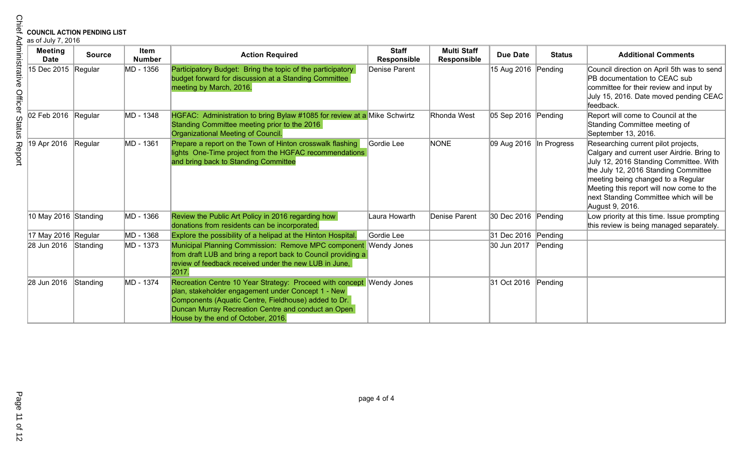**COUNCIL ACTION PENDING LIST**

as of July 7, 2016

| Meeting Date | Source | Item Number | Action Required | Staff Responsible | Multi Staff Responsible | Due Date | Status | Additional Comments |
|---|---|---|---|---|---|---|---|---|
| 15 Dec 2015 | Regular | MD - 1356 | Participatory Budget: Bring the topic of the participatory budget forward for discussion at a Standing Committee meeting by March, 2016. | Denise Parent | | 15 Aug 2016 | Pending | Council direction on April 5th was to send PB documentation to CEAC sub committee for their review and input by July 15, 2016. Date moved pending CEAC feedback. |
| 02 Feb 2016 | Regular | MD - 1348 | HGFAC: Administration to bring Bylaw #1085 for review at a Standing Committee meeting prior to the 2016 Organizational Meeting of Council. | Mike Schwirtz | Rhonda West | 05 Sep 2016 | Pending | Report will come to Council at the Standing Committee meeting of September 13, 2016. |
| 19 Apr 2016 | Regular | MD - 1361 | Prepare a report on the Town of Hinton crosswalk flashing lights One-Time project from the HGFAC recommendations and bring back to Standing Committee | Gordie Lee | NONE | 09 Aug 2016 | In Progress | Researching current pilot projects, Calgary and current user Airdrie. Bring to July 12, 2016 Standing Committee. With the July 12, 2016 Standing Committee meeting being changed to a Regular Meeting this report will now come to the next Standing Committee which will be August 9, 2016. |
| 10 May 2016 | Standing | MD - 1366 | Review the Public Art Policy in 2016 regarding how donations from residents can be incorporated. | Laura Howarth | Denise Parent | 30 Dec 2016 | Pending | Low priority at this time. Issue prompting this review is being managed separately. |
| 17 May 2016 | Regular | MD - 1368 | Explore the possibility of a helipad at the Hinton Hospital. | Gordie Lee | | 31 Dec 2016 | Pending | |
| 28 Jun 2016 | Standing | MD - 1373 | Municipal Planning Commission: Remove MPC component from draft LUB and bring a report back to Council providing a review of feedback received under the new LUB in June, 2017. | Wendy Jones | | 30 Jun 2017 | Pending | |
| 28 Jun 2016 | Standing | MD - 1374 | Recreation Centre 10 Year Strategy: Proceed with concept plan, stakeholder engagement under Concept 1 - New Components (Aquatic Centre, Fieldhouse) added to Dr. Duncan Murray Recreation Centre and conduct an Open House by the end of October, 2016. | Wendy Jones | | 31 Oct 2016 | Pending | |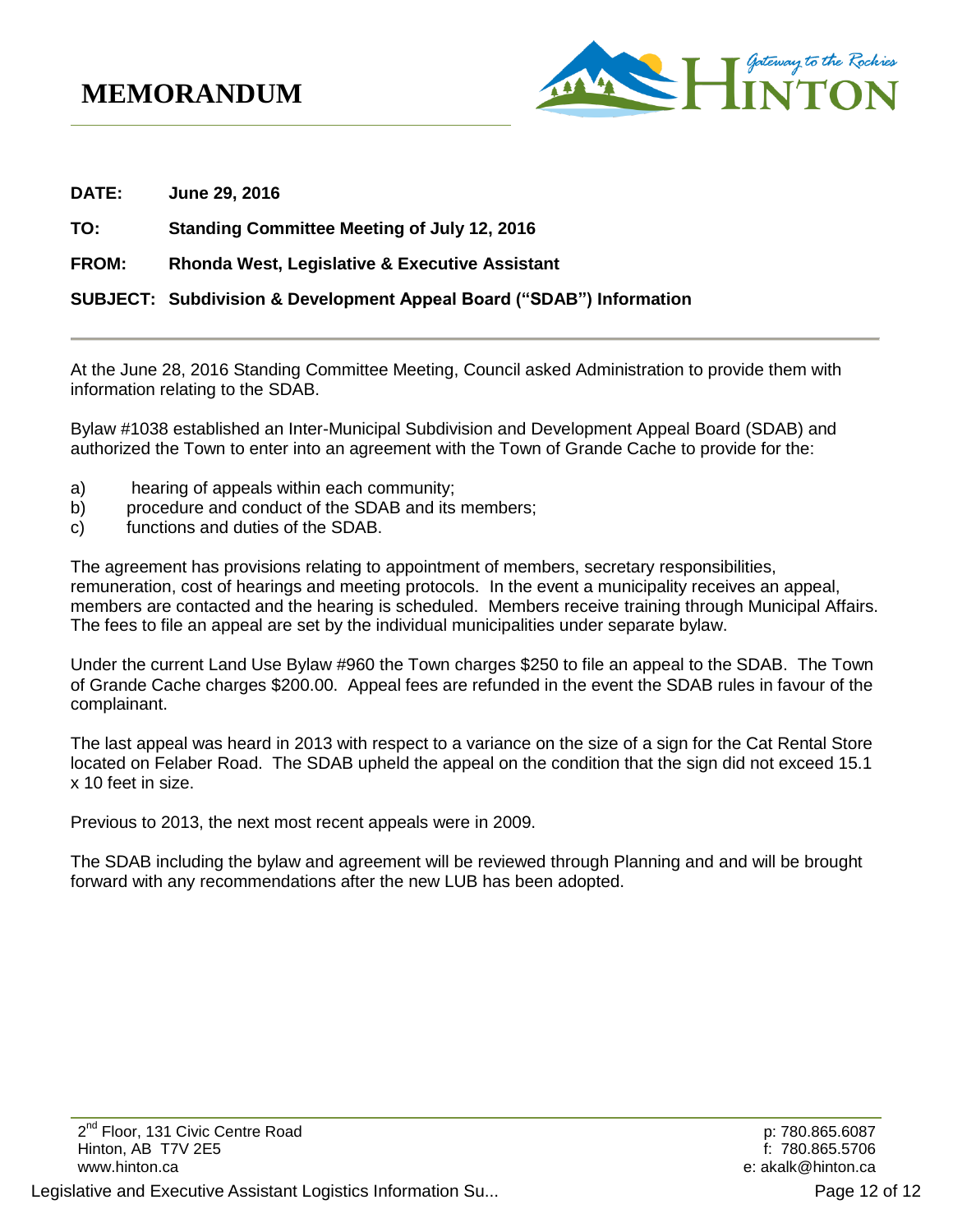# MEMORANDUM

**DATE:** **June 29, 2016**

**TO:** **Standing Committee Meeting of July 12, 2016**

**FROM:** **Rhonda West, Legislative & Executive Assistant**

**SUBJECT:** **Subdivision & Development Appeal Board ("SDAB") Information**

---

At the June 28, 2016 Standing Committee Meeting, Council asked Administration to provide them with information relating to the SDAB.

Bylaw #1038 established an Inter-Municipal Subdivision and Development Appeal Board (SDAB) and authorized the Town to enter into an agreement with the Town of Grande Cache to provide for the:

a) hearing of appeals within each community;
b) procedure and conduct of the SDAB and its members;
c) functions and duties of the SDAB.

The agreement has provisions relating to appointment of members, secretary responsibilities, remuneration, cost of hearings and meeting protocols. In the event a municipality receives an appeal, members are contacted and the hearing is scheduled. Members receive training through Municipal Affairs. The fees to file an appeal are set by the individual municipalities under separate bylaw.

Under the current Land Use Bylaw #960 the Town charges $250 to file an appeal to the SDAB. The Town of Grande Cache charges $200.00. Appeal fees are refunded in the event the SDAB rules in favour of the complainant.

The last appeal was heard in 2013 with respect to a variance on the size of a sign for the Cat Rental Store located on Felaber Road. The SDAB upheld the appeal on the condition that the sign did not exceed 15.1 x 10 feet in size.

Previous to 2013, the next most recent appeals were in 2009.

The SDAB including the bylaw and agreement will be reviewed through Planning and and will be brought forward with any recommendations after the new LUB has been adopted.

---

2nd Floor, 131 Civic Centre Road
Hinton, AB T7V 2E5
www.hinton.ca

p: 780.865.6087
f: 780.865.5706
e: akalk@hinton.ca